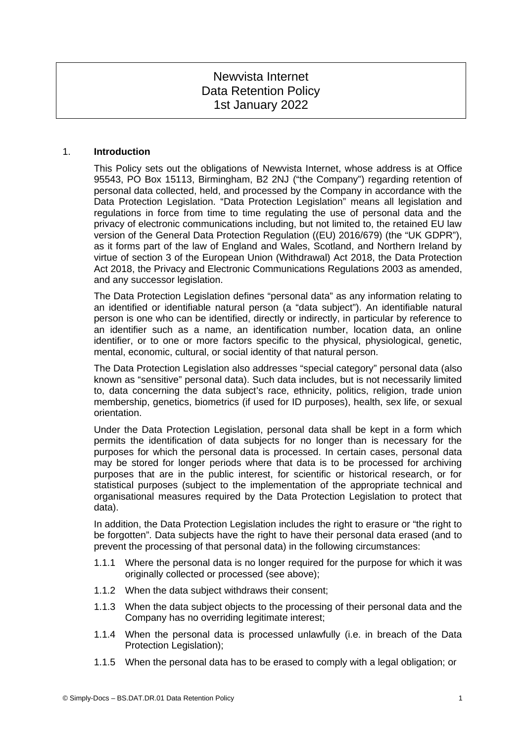# Newvista Internet
# Data Retention Policy
# 1st January 2022

## 1. Introduction

This Policy sets out the obligations of Newvista Internet, whose address is at Office 95543, PO Box 15113, Birmingham, B2 2NJ ("the Company") regarding retention of personal data collected, held, and processed by the Company in accordance with the Data Protection Legislation. "Data Protection Legislation" means all legislation and regulations in force from time to time regulating the use of personal data and the privacy of electronic communications including, but not limited to, the retained EU law version of the General Data Protection Regulation ((EU) 2016/679) (the "UK GDPR"), as it forms part of the law of England and Wales, Scotland, and Northern Ireland by virtue of section 3 of the European Union (Withdrawal) Act 2018, the Data Protection Act 2018, the Privacy and Electronic Communications Regulations 2003 as amended, and any successor legislation.

The Data Protection Legislation defines "personal data" as any information relating to an identified or identifiable natural person (a "data subject"). An identifiable natural person is one who can be identified, directly or indirectly, in particular by reference to an identifier such as a name, an identification number, location data, an online identifier, or to one or more factors specific to the physical, physiological, genetic, mental, economic, cultural, or social identity of that natural person.

The Data Protection Legislation also addresses "special category" personal data (also known as "sensitive" personal data). Such data includes, but is not necessarily limited to, data concerning the data subject's race, ethnicity, politics, religion, trade union membership, genetics, biometrics (if used for ID purposes), health, sex life, or sexual orientation.

Under the Data Protection Legislation, personal data shall be kept in a form which permits the identification of data subjects for no longer than is necessary for the purposes for which the personal data is processed. In certain cases, personal data may be stored for longer periods where that data is to be processed for archiving purposes that are in the public interest, for scientific or historical research, or for statistical purposes (subject to the implementation of the appropriate technical and organisational measures required by the Data Protection Legislation to protect that data).

In addition, the Data Protection Legislation includes the right to erasure or "the right to be forgotten". Data subjects have the right to have their personal data erased (and to prevent the processing of that personal data) in the following circumstances:

- 1.1.1 Where the personal data is no longer required for the purpose for which it was originally collected or processed (see above);
- 1.1.2 When the data subject withdraws their consent;
- 1.1.3 When the data subject objects to the processing of their personal data and the Company has no overriding legitimate interest;
- 1.1.4 When the personal data is processed unlawfully (i.e. in breach of the Data Protection Legislation);
- 1.1.5 When the personal data has to be erased to comply with a legal obligation; or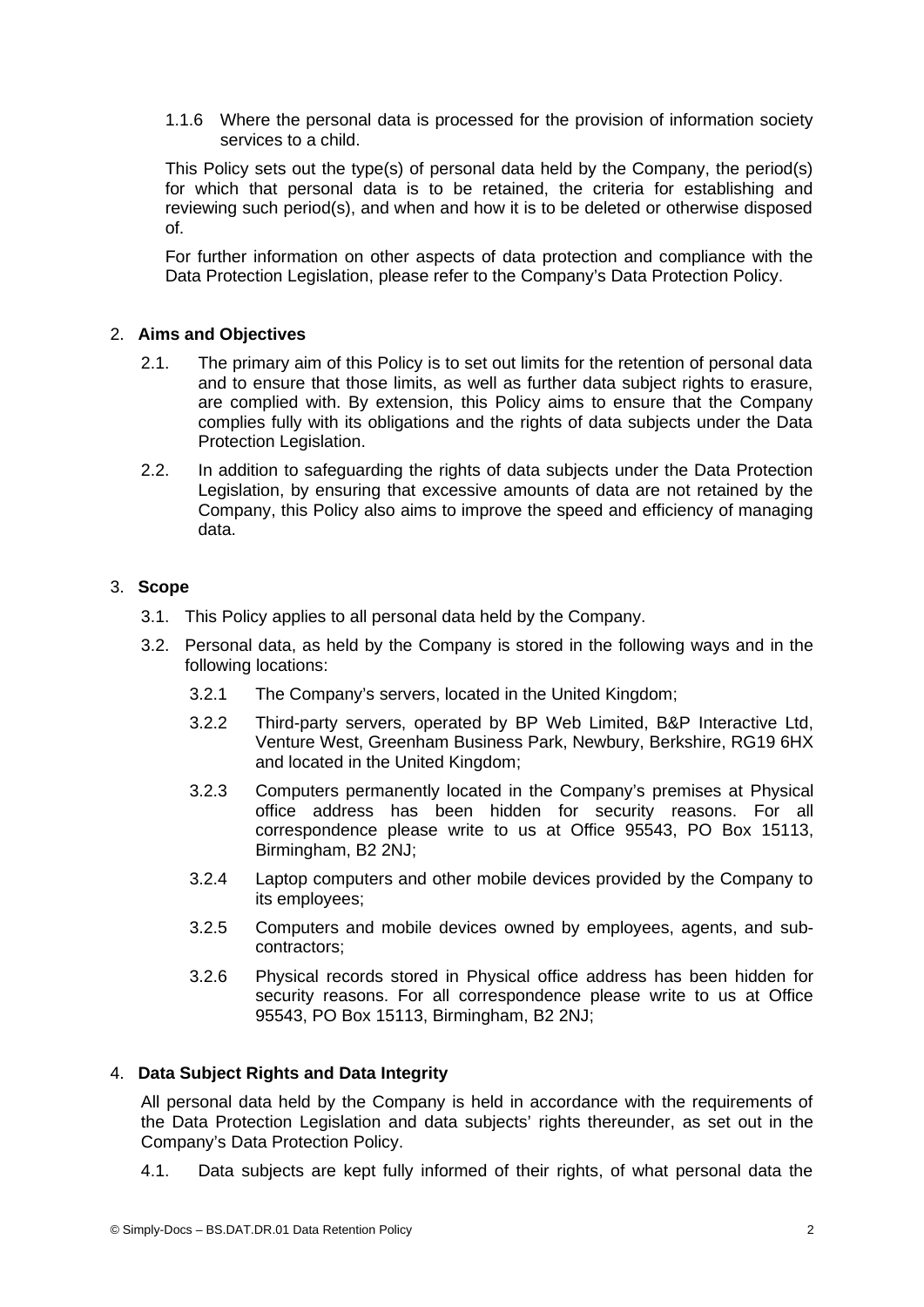1.1.6 Where the personal data is processed for the provision of information society services to a child.

This Policy sets out the type(s) of personal data held by the Company, the period(s) for which that personal data is to be retained, the criteria for establishing and reviewing such period(s), and when and how it is to be deleted or otherwise disposed of.

For further information on other aspects of data protection and compliance with the Data Protection Legislation, please refer to the Company's Data Protection Policy.

## 2. Aims and Objectives

2.1. The primary aim of this Policy is to set out limits for the retention of personal data and to ensure that those limits, as well as further data subject rights to erasure, are complied with. By extension, this Policy aims to ensure that the Company complies fully with its obligations and the rights of data subjects under the Data Protection Legislation.

2.2. In addition to safeguarding the rights of data subjects under the Data Protection Legislation, by ensuring that excessive amounts of data are not retained by the Company, this Policy also aims to improve the speed and efficiency of managing data.

## 3. Scope

3.1. This Policy applies to all personal data held by the Company.

3.2. Personal data, as held by the Company is stored in the following ways and in the following locations:

3.2.1 The Company's servers, located in the United Kingdom;

3.2.2 Third-party servers, operated by BP Web Limited, B&P Interactive Ltd, Venture West, Greenham Business Park, Newbury, Berkshire, RG19 6HX and located in the United Kingdom;

3.2.3 Computers permanently located in the Company's premises at Physical office address has been hidden for security reasons. For all correspondence please write to us at Office 95543, PO Box 15113, Birmingham, B2 2NJ;

3.2.4 Laptop computers and other mobile devices provided by the Company to its employees;

3.2.5 Computers and mobile devices owned by employees, agents, and sub-contractors;

3.2.6 Physical records stored in Physical office address has been hidden for security reasons. For all correspondence please write to us at Office 95543, PO Box 15113, Birmingham, B2 2NJ;

## 4. Data Subject Rights and Data Integrity

All personal data held by the Company is held in accordance with the requirements of the Data Protection Legislation and data subjects' rights thereunder, as set out in the Company's Data Protection Policy.

4.1. Data subjects are kept fully informed of their rights, of what personal data the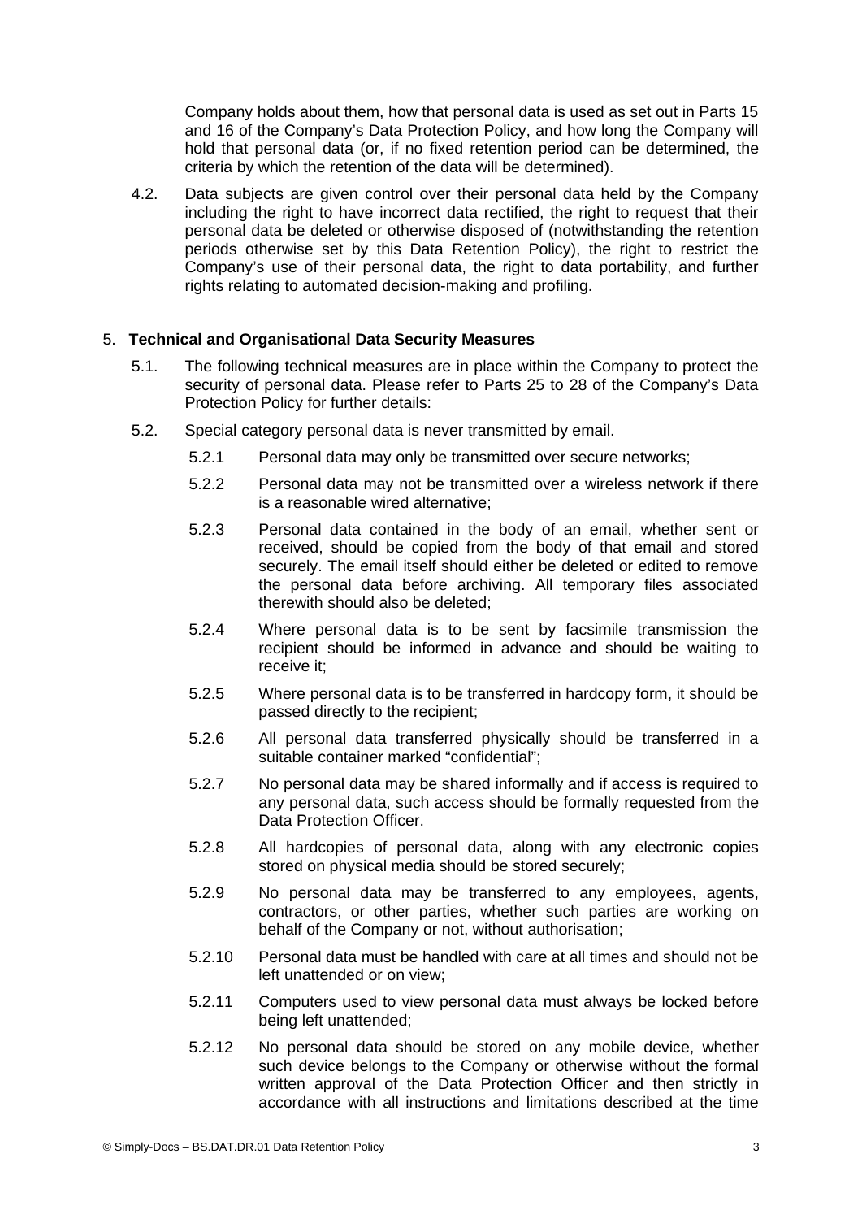Company holds about them, how that personal data is used as set out in Parts 15 and 16 of the Company's Data Protection Policy, and how long the Company will hold that personal data (or, if no fixed retention period can be determined, the criteria by which the retention of the data will be determined).

4.2. Data subjects are given control over their personal data held by the Company including the right to have incorrect data rectified, the right to request that their personal data be deleted or otherwise disposed of (notwithstanding the retention periods otherwise set by this Data Retention Policy), the right to restrict the Company's use of their personal data, the right to data portability, and further rights relating to automated decision-making and profiling.

## 5. Technical and Organisational Data Security Measures

5.1. The following technical measures are in place within the Company to protect the security of personal data. Please refer to Parts 25 to 28 of the Company's Data Protection Policy for further details:

5.2. Special category personal data is never transmitted by email.

5.2.1 Personal data may only be transmitted over secure networks;

5.2.2 Personal data may not be transmitted over a wireless network if there is a reasonable wired alternative;

5.2.3 Personal data contained in the body of an email, whether sent or received, should be copied from the body of that email and stored securely. The email itself should either be deleted or edited to remove the personal data before archiving. All temporary files associated therewith should also be deleted;

5.2.4 Where personal data is to be sent by facsimile transmission the recipient should be informed in advance and should be waiting to receive it;

5.2.5 Where personal data is to be transferred in hardcopy form, it should be passed directly to the recipient;

5.2.6 All personal data transferred physically should be transferred in a suitable container marked "confidential";

5.2.7 No personal data may be shared informally and if access is required to any personal data, such access should be formally requested from the Data Protection Officer.

5.2.8 All hardcopies of personal data, along with any electronic copies stored on physical media should be stored securely;

5.2.9 No personal data may be transferred to any employees, agents, contractors, or other parties, whether such parties are working on behalf of the Company or not, without authorisation;

5.2.10 Personal data must be handled with care at all times and should not be left unattended or on view;

5.2.11 Computers used to view personal data must always be locked before being left unattended;

5.2.12 No personal data should be stored on any mobile device, whether such device belongs to the Company or otherwise without the formal written approval of the Data Protection Officer and then strictly in accordance with all instructions and limitations described at the time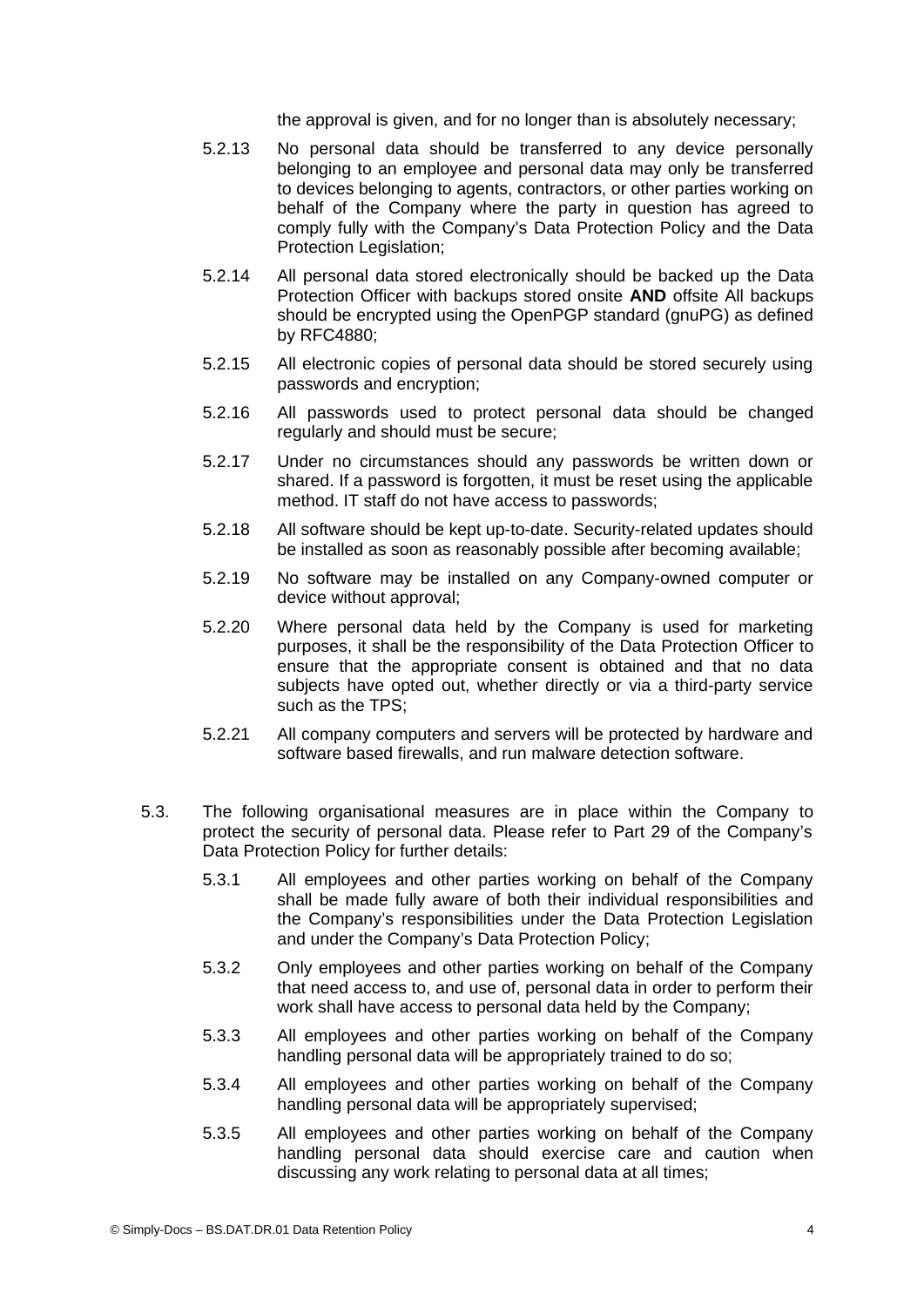the approval is given, and for no longer than is absolutely necessary;

5.2.13 No personal data should be transferred to any device personally belonging to an employee and personal data may only be transferred to devices belonging to agents, contractors, or other parties working on behalf of the Company where the party in question has agreed to comply fully with the Company's Data Protection Policy and the Data Protection Legislation;

5.2.14 All personal data stored electronically should be backed up the Data Protection Officer with backups stored onsite **AND** offsite All backups should be encrypted using the OpenPGP standard (gnuPG) as defined by RFC4880;

5.2.15 All electronic copies of personal data should be stored securely using passwords and encryption;

5.2.16 All passwords used to protect personal data should be changed regularly and should must be secure;

5.2.17 Under no circumstances should any passwords be written down or shared. If a password is forgotten, it must be reset using the applicable method. IT staff do not have access to passwords;

5.2.18 All software should be kept up-to-date. Security-related updates should be installed as soon as reasonably possible after becoming available;

5.2.19 No software may be installed on any Company-owned computer or device without approval;

5.2.20 Where personal data held by the Company is used for marketing purposes, it shall be the responsibility of the Data Protection Officer to ensure that the appropriate consent is obtained and that no data subjects have opted out, whether directly or via a third-party service such as the TPS;

5.2.21 All company computers and servers will be protected by hardware and software based firewalls, and run malware detection software.

5.3. The following organisational measures are in place within the Company to protect the security of personal data. Please refer to Part 29 of the Company's Data Protection Policy for further details:

5.3.1 All employees and other parties working on behalf of the Company shall be made fully aware of both their individual responsibilities and the Company's responsibilities under the Data Protection Legislation and under the Company's Data Protection Policy;

5.3.2 Only employees and other parties working on behalf of the Company that need access to, and use of, personal data in order to perform their work shall have access to personal data held by the Company;

5.3.3 All employees and other parties working on behalf of the Company handling personal data will be appropriately trained to do so;

5.3.4 All employees and other parties working on behalf of the Company handling personal data will be appropriately supervised;

5.3.5 All employees and other parties working on behalf of the Company handling personal data should exercise care and caution when discussing any work relating to personal data at all times;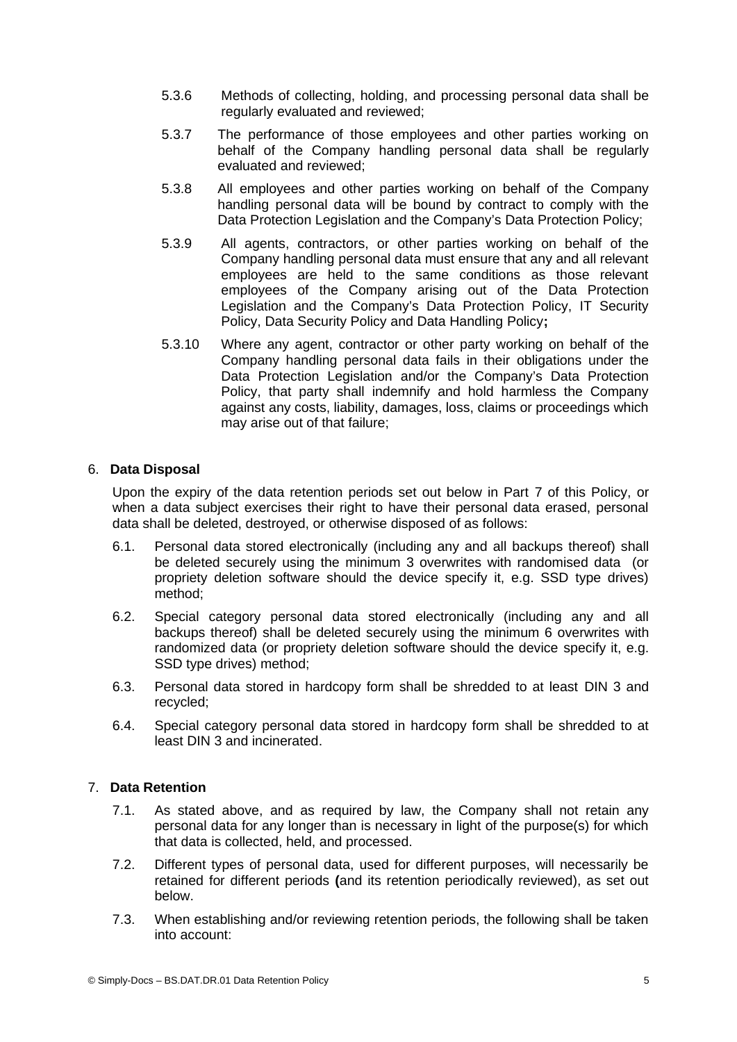5.3.6 Methods of collecting, holding, and processing personal data shall be regularly evaluated and reviewed;

5.3.7 The performance of those employees and other parties working on behalf of the Company handling personal data shall be regularly evaluated and reviewed;

5.3.8 All employees and other parties working on behalf of the Company handling personal data will be bound by contract to comply with the Data Protection Legislation and the Company's Data Protection Policy;

5.3.9 All agents, contractors, or other parties working on behalf of the Company handling personal data must ensure that any and all relevant employees are held to the same conditions as those relevant employees of the Company arising out of the Data Protection Legislation and the Company's Data Protection Policy, IT Security Policy, Data Security Policy and Data Handling Policy**;**

5.3.10 Where any agent, contractor or other party working on behalf of the Company handling personal data fails in their obligations under the Data Protection Legislation and/or the Company's Data Protection Policy, that party shall indemnify and hold harmless the Company against any costs, liability, damages, loss, claims or proceedings which may arise out of that failure;

## 6. **Data Disposal**

Upon the expiry of the data retention periods set out below in Part 7 of this Policy, or when a data subject exercises their right to have their personal data erased, personal data shall be deleted, destroyed, or otherwise disposed of as follows:

6.1. Personal data stored electronically (including any and all backups thereof) shall be deleted securely using the minimum 3 overwrites with randomised data (or propriety deletion software should the device specify it, e.g. SSD type drives) method;

6.2. Special category personal data stored electronically (including any and all backups thereof) shall be deleted securely using the minimum 6 overwrites with randomized data (or propriety deletion software should the device specify it, e.g. SSD type drives) method;

6.3. Personal data stored in hardcopy form shall be shredded to at least DIN 3 and recycled;

6.4. Special category personal data stored in hardcopy form shall be shredded to at least DIN 3 and incinerated.

## 7. **Data Retention**

7.1. As stated above, and as required by law, the Company shall not retain any personal data for any longer than is necessary in light of the purpose(s) for which that data is collected, held, and processed.

7.2. Different types of personal data, used for different purposes, will necessarily be retained for different periods **(**and its retention periodically reviewed), as set out below.

7.3. When establishing and/or reviewing retention periods, the following shall be taken into account: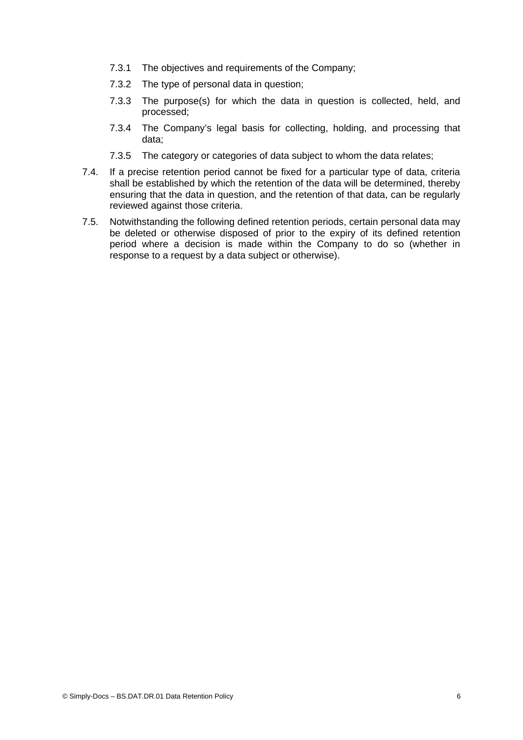7.3.1 The objectives and requirements of the Company;

7.3.2 The type of personal data in question;

7.3.3 The purpose(s) for which the data in question is collected, held, and processed;

7.3.4 The Company's legal basis for collecting, holding, and processing that data;

7.3.5 The category or categories of data subject to whom the data relates;

7.4. If a precise retention period cannot be fixed for a particular type of data, criteria shall be established by which the retention of the data will be determined, thereby ensuring that the data in question, and the retention of that data, can be regularly reviewed against those criteria.

7.5. Notwithstanding the following defined retention periods, certain personal data may be deleted or otherwise disposed of prior to the expiry of its defined retention period where a decision is made within the Company to do so (whether in response to a request by a data subject or otherwise).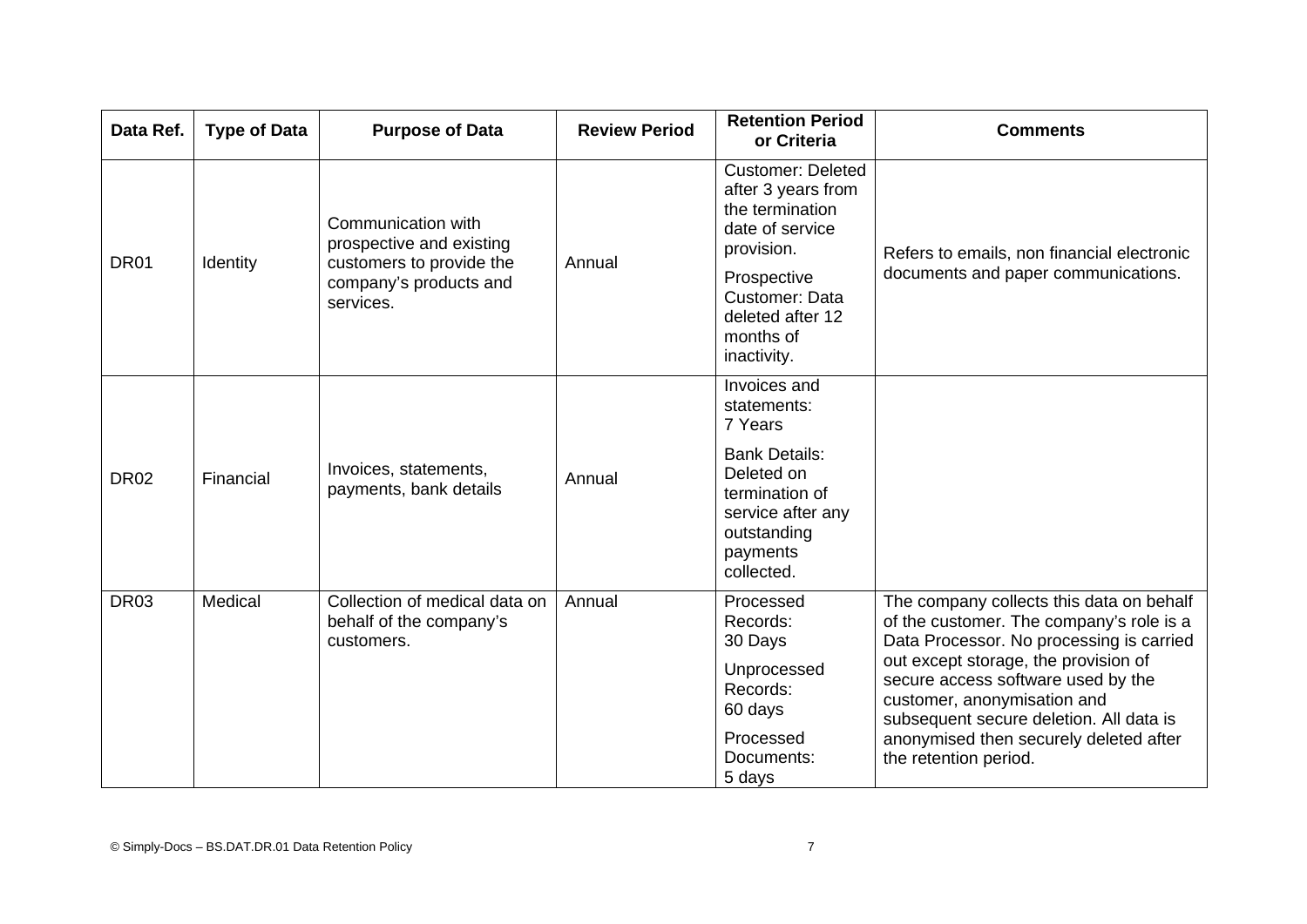| Data Ref. | Type of Data | Purpose of Data | Review Period | Retention Period or Criteria | Comments |
|---|---|---|---|---|---|
| DR01 | Identity | Communication with prospective and existing customers to provide the company's products and services. | Annual | Customer: Deleted after 3 years from the termination date of service provision.<br><br>Prospective Customer: Data deleted after 12 months of inactivity. | Refers to emails, non financial electronic documents and paper communications. |
| DR02 | Financial | Invoices, statements, payments, bank details | Annual | Invoices and statements: 7 Years<br><br>Bank Details: Deleted on termination of service after any outstanding payments collected. | |
| DR03 | Medical | Collection of medical data on behalf of the company's customers. | Annual | Processed Records: 30 Days<br><br>Unprocessed Records: 60 days<br><br>Processed Documents: 5 days | The company collects this data on behalf of the customer. The company's role is a Data Processor. No processing is carried out except storage, the provision of secure access software used by the customer, anonymisation and subsequent secure deletion. All data is anonymised then securely deleted after the retention period. |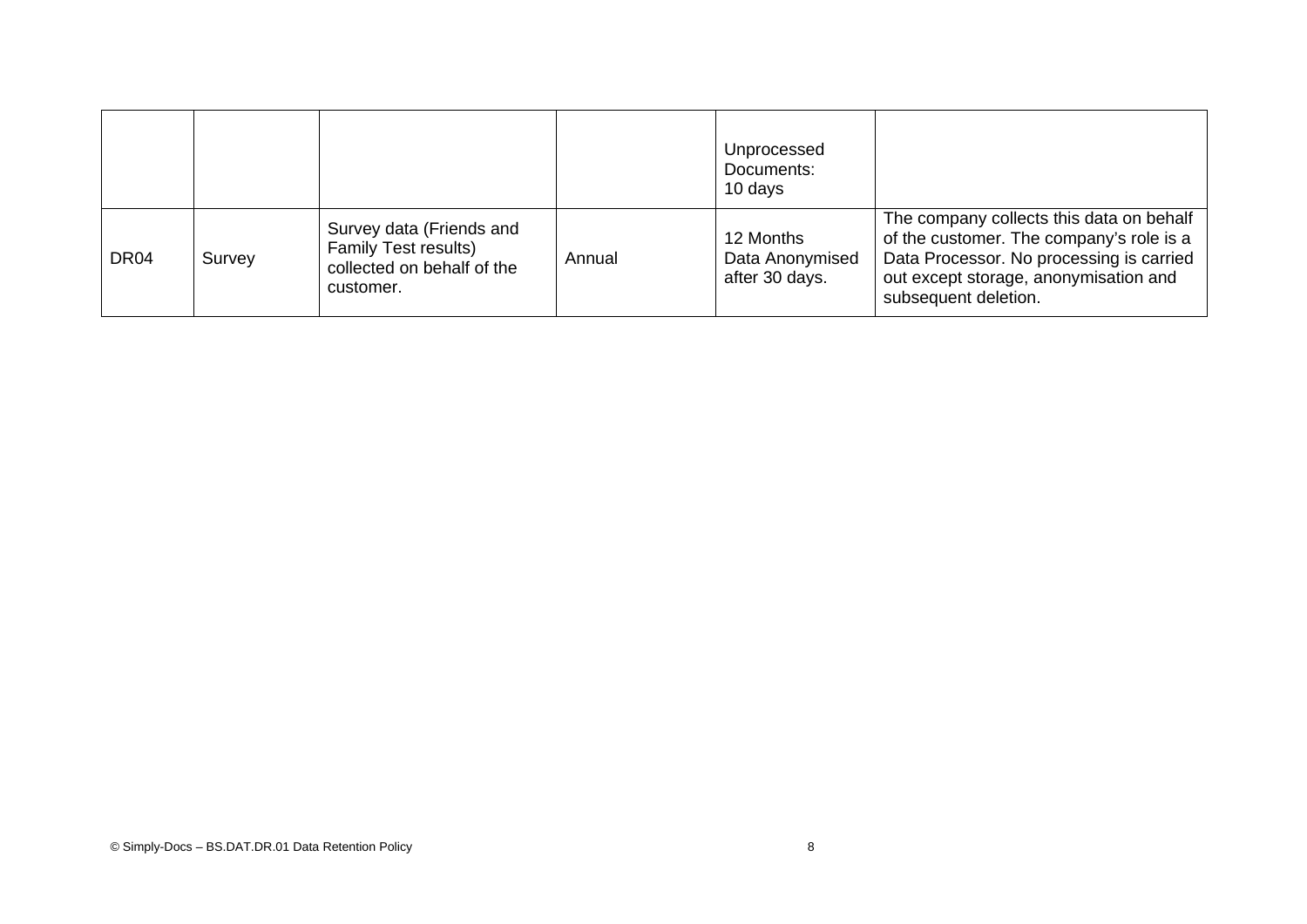| | | | | | |
|---|---|---|---|---|---|
| | | | | Unprocessed Documents: 10 days | |
| DR04 | Survey | Survey data (Friends and Family Test results) collected on behalf of the customer. | Annual | 12 Months Data Anonymised after 30 days. | The company collects this data on behalf of the customer. The company's role is a Data Processor. No processing is carried out except storage, anonymisation and subsequent deletion. |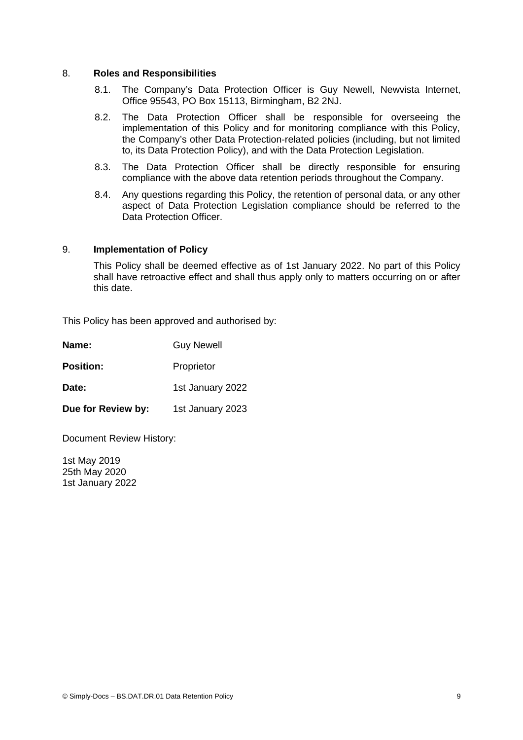## 8. Roles and Responsibilities

8.1. The Company's Data Protection Officer is Guy Newell, Newvista Internet, Office 95543, PO Box 15113, Birmingham, B2 2NJ.

8.2. The Data Protection Officer shall be responsible for overseeing the implementation of this Policy and for monitoring compliance with this Policy, the Company's other Data Protection-related policies (including, but not limited to, its Data Protection Policy), and with the Data Protection Legislation.

8.3. The Data Protection Officer shall be directly responsible for ensuring compliance with the above data retention periods throughout the Company.

8.4. Any questions regarding this Policy, the retention of personal data, or any other aspect of Data Protection Legislation compliance should be referred to the Data Protection Officer.

## 9. Implementation of Policy

This Policy shall be deemed effective as of 1st January 2022. No part of this Policy shall have retroactive effect and shall thus apply only to matters occurring on or after this date.

This Policy has been approved and authorised by:

| | |
|---|---|
| **Name:** | Guy Newell |
| **Position:** | Proprietor |
| **Date:** | 1st January 2022 |
| **Due for Review by:** | 1st January 2023 |

Document Review History:

1st May 2019
25th May 2020
1st January 2022